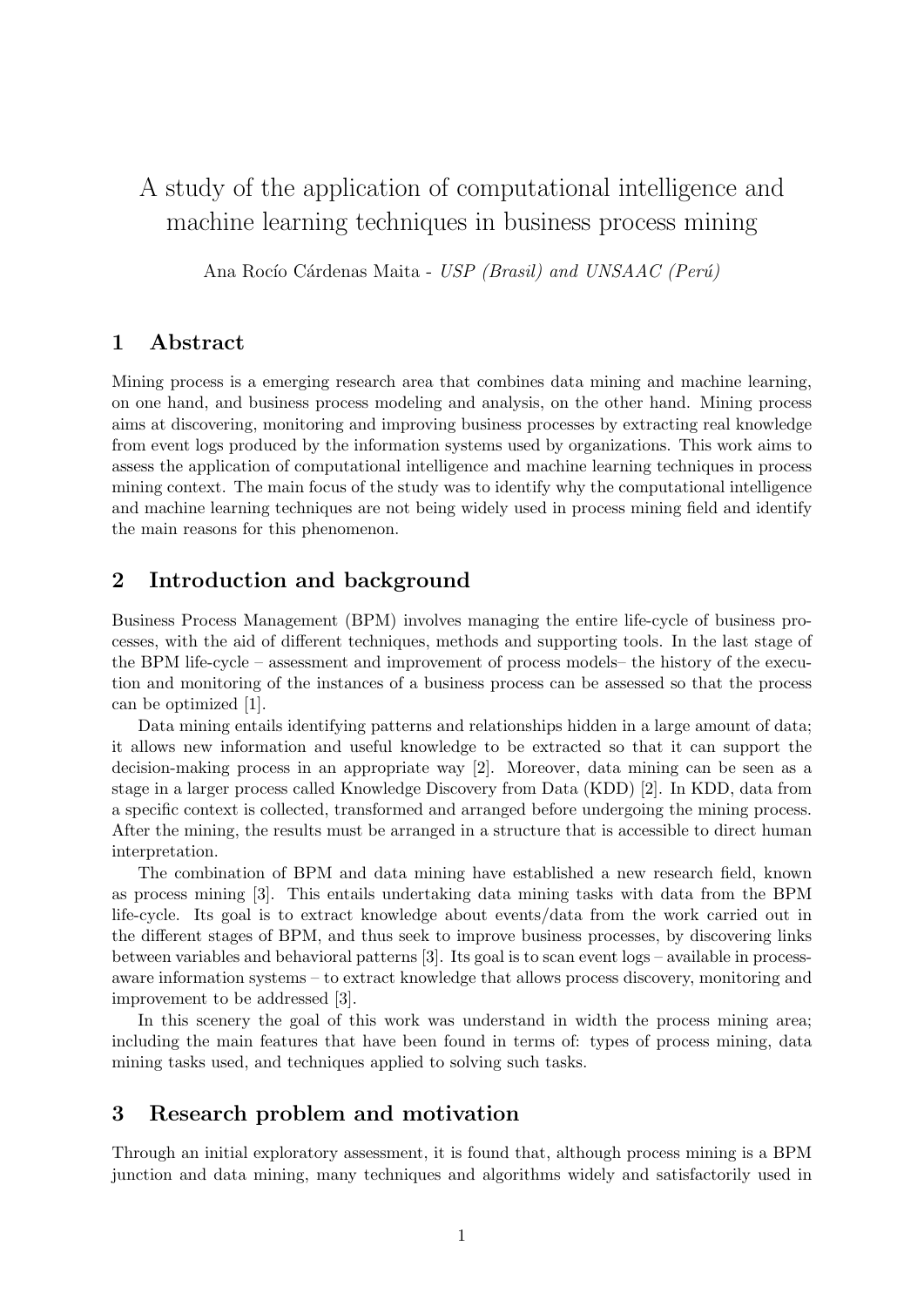# A study of the application of computational intelligence and machine learning techniques in business process mining

Ana Rocío Cárdenas Maita - *USP (Brasil) and UNSAAC (Perú)*

## 1 Abstract

Mining process is a emerging research area that combines data mining and machine learning, on one hand, and business process modeling and analysis, on the other hand. Mining process aims at discovering, monitoring and improving business processes by extracting real knowledge from event logs produced by the information systems used by organizations. This work aims to assess the application of computational intelligence and machine learning techniques in process mining context. The main focus of the study was to identify why the computational intelligence and machine learning techniques are not being widely used in process mining field and identify the main reasons for this phenomenon.

## 2 Introduction and background

Business Process Management (BPM) involves managing the entire life-cycle of business processes, with the aid of different techniques, methods and supporting tools. In the last stage of the BPM life-cycle – assessment and improvement of process models– the history of the execution and monitoring of the instances of a business process can be assessed so that the process can be optimized [1].

Data mining entails identifying patterns and relationships hidden in a large amount of data; it allows new information and useful knowledge to be extracted so that it can support the decision-making process in an appropriate way [2]. Moreover, data mining can be seen as a stage in a larger process called Knowledge Discovery from Data (KDD) [2]. In KDD, data from a specific context is collected, transformed and arranged before undergoing the mining process. After the mining, the results must be arranged in a structure that is accessible to direct human interpretation.

The combination of BPM and data mining have established a new research field, known as process mining [3]. This entails undertaking data mining tasks with data from the BPM life-cycle. Its goal is to extract knowledge about events/data from the work carried out in the different stages of BPM, and thus seek to improve business processes, by discovering links between variables and behavioral patterns [3]. Its goal is to scan event logs – available in process-aware information systems – to extract knowledge that allows process discovery, monitoring and improvement to be addressed [3].

In this scenery the goal of this work was understand in width the process mining area; including the main features that have been found in terms of: types of process mining, data mining tasks used, and techniques applied to solving such tasks.

## 3 Research problem and motivation

Through an initial exploratory assessment, it is found that, although process mining is a BPM junction and data mining, many techniques and algorithms widely and satisfactorily used in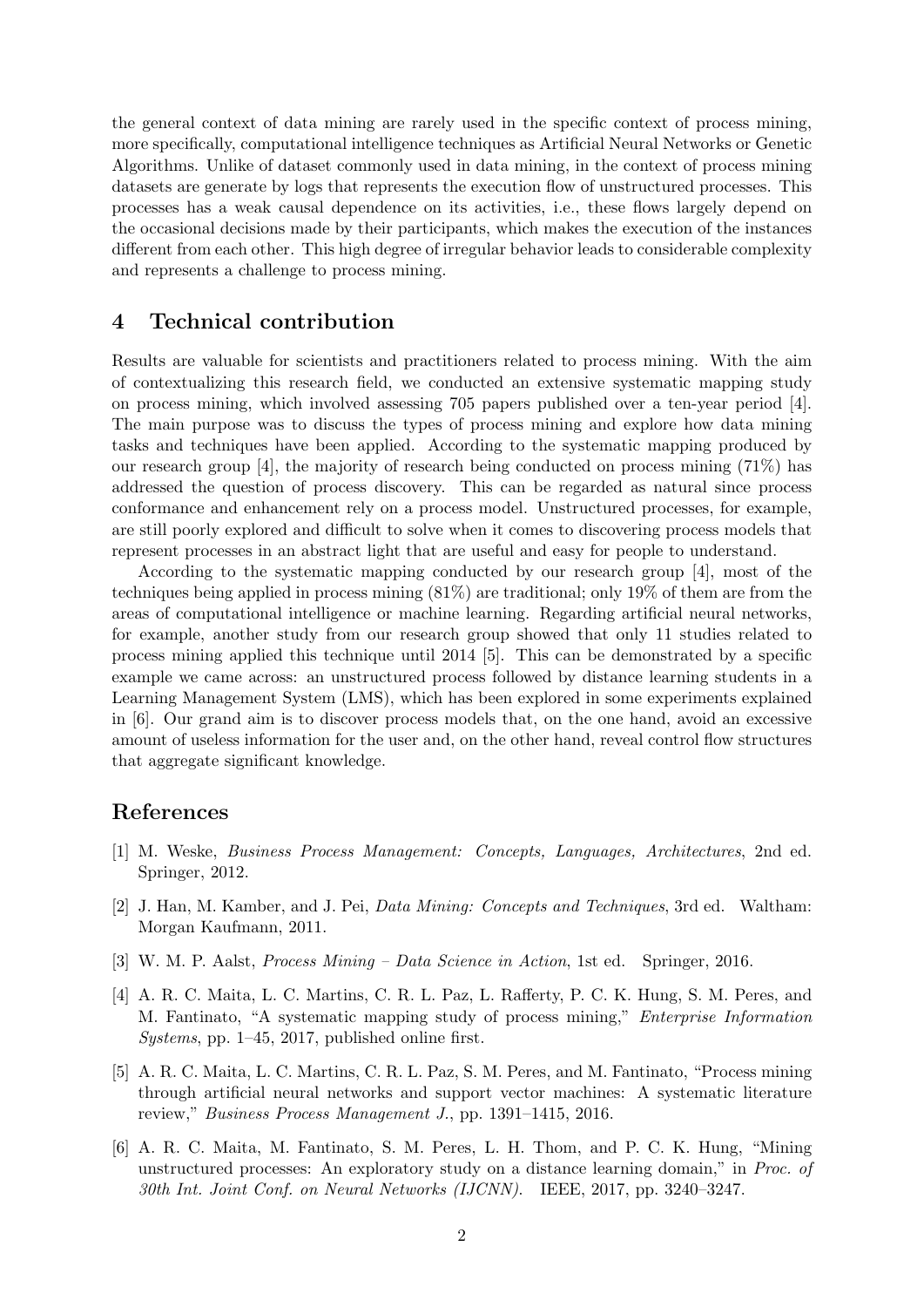the general context of data mining are rarely used in the specific context of process mining, more specifically, computational intelligence techniques as Artificial Neural Networks or Genetic Algorithms. Unlike of dataset commonly used in data mining, in the context of process mining datasets are generate by logs that represents the execution flow of unstructured processes. This processes has a weak causal dependence on its activities, i.e., these flows largely depend on the occasional decisions made by their participants, which makes the execution of the instances different from each other. This high degree of irregular behavior leads to considerable complexity and represents a challenge to process mining.

## 4 Technical contribution

Results are valuable for scientists and practitioners related to process mining. With the aim of contextualizing this research field, we conducted an extensive systematic mapping study on process mining, which involved assessing 705 papers published over a ten-year period [4]. The main purpose was to discuss the types of process mining and explore how data mining tasks and techniques have been applied. According to the systematic mapping produced by our research group [4], the majority of research being conducted on process mining (71%) has addressed the question of process discovery. This can be regarded as natural since process conformance and enhancement rely on a process model. Unstructured processes, for example, are still poorly explored and difficult to solve when it comes to discovering process models that represent processes in an abstract light that are useful and easy for people to understand.

According to the systematic mapping conducted by our research group [4], most of the techniques being applied in process mining (81%) are traditional; only 19% of them are from the areas of computational intelligence or machine learning. Regarding artificial neural networks, for example, another study from our research group showed that only 11 studies related to process mining applied this technique until 2014 [5]. This can be demonstrated by a specific example we came across: an unstructured process followed by distance learning students in a Learning Management System (LMS), which has been explored in some experiments explained in [6]. Our grand aim is to discover process models that, on the one hand, avoid an excessive amount of useless information for the user and, on the other hand, reveal control flow structures that aggregate significant knowledge.

## References

[1] M. Weske, *Business Process Management: Concepts, Languages, Architectures*, 2nd ed. Springer, 2012.

[2] J. Han, M. Kamber, and J. Pei, *Data Mining: Concepts and Techniques*, 3rd ed. Waltham: Morgan Kaufmann, 2011.

[3] W. M. P. Aalst, *Process Mining – Data Science in Action*, 1st ed. Springer, 2016.

[4] A. R. C. Maita, L. C. Martins, C. R. L. Paz, L. Rafferty, P. C. K. Hung, S. M. Peres, and M. Fantinato, "A systematic mapping study of process mining," *Enterprise Information Systems*, pp. 1–45, 2017, published online first.

[5] A. R. C. Maita, L. C. Martins, C. R. L. Paz, S. M. Peres, and M. Fantinato, "Process mining through artificial neural networks and support vector machines: A systematic literature review," *Business Process Management J.*, pp. 1391–1415, 2016.

[6] A. R. C. Maita, M. Fantinato, S. M. Peres, L. H. Thom, and P. C. K. Hung, "Mining unstructured processes: An exploratory study on a distance learning domain," in *Proc. of 30th Int. Joint Conf. on Neural Networks (IJCNN)*. IEEE, 2017, pp. 3240–3247.